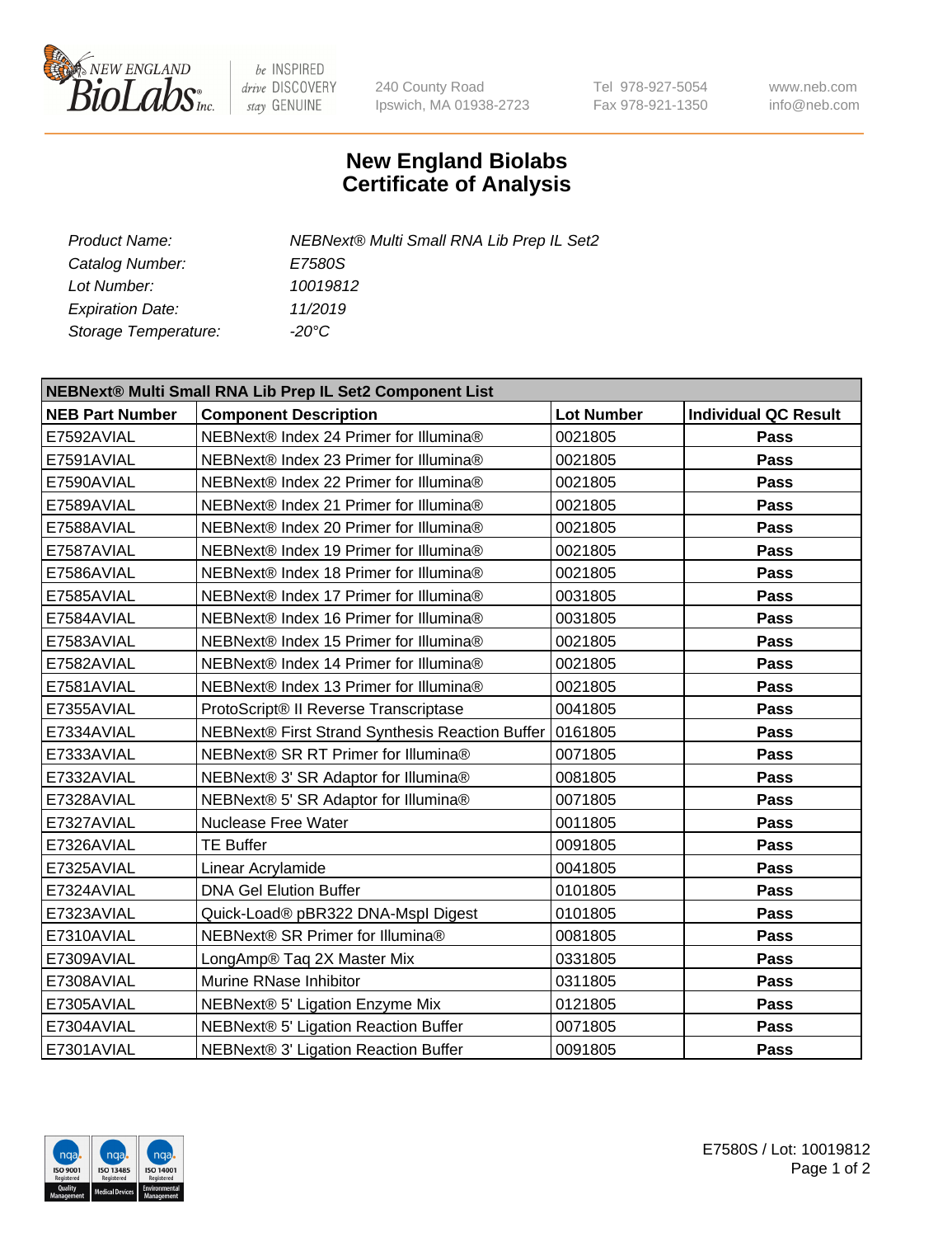# New England Biolabs
# Certificate of Analysis

| | |
|---|---|
| *Product Name:* | *NEBNext® Multi Small RNA Lib Prep IL Set2* |
| *Catalog Number:* | *E7580S* |
| *Lot Number:* | *10019812* |
| *Expiration Date:* | *11/2019* |
| *Storage Temperature:* | *-20°C* |

| NEBNext® Multi Small RNA Lib Prep IL Set2 Component List | | | |
|---|---|---|---|
| **NEB Part Number** | **Component Description** | **Lot Number** | **Individual QC Result** |
| E7592AVIAL | NEBNext® Index 24 Primer for Illumina® | 0021805 | **Pass** |
| E7591AVIAL | NEBNext® Index 23 Primer for Illumina® | 0021805 | **Pass** |
| E7590AVIAL | NEBNext® Index 22 Primer for Illumina® | 0021805 | **Pass** |
| E7589AVIAL | NEBNext® Index 21 Primer for Illumina® | 0021805 | **Pass** |
| E7588AVIAL | NEBNext® Index 20 Primer for Illumina® | 0021805 | **Pass** |
| E7587AVIAL | NEBNext® Index 19 Primer for Illumina® | 0021805 | **Pass** |
| E7586AVIAL | NEBNext® Index 18 Primer for Illumina® | 0021805 | **Pass** |
| E7585AVIAL | NEBNext® Index 17 Primer for Illumina® | 0031805 | **Pass** |
| E7584AVIAL | NEBNext® Index 16 Primer for Illumina® | 0031805 | **Pass** |
| E7583AVIAL | NEBNext® Index 15 Primer for Illumina® | 0021805 | **Pass** |
| E7582AVIAL | NEBNext® Index 14 Primer for Illumina® | 0021805 | **Pass** |
| E7581AVIAL | NEBNext® Index 13 Primer for Illumina® | 0021805 | **Pass** |
| E7355AVIAL | ProtoScript® II Reverse Transcriptase | 0041805 | **Pass** |
| E7334AVIAL | NEBNext® First Strand Synthesis Reaction Buffer | 0161805 | **Pass** |
| E7333AVIAL | NEBNext® SR RT Primer for Illumina® | 0071805 | **Pass** |
| E7332AVIAL | NEBNext® 3' SR Adaptor for Illumina® | 0081805 | **Pass** |
| E7328AVIAL | NEBNext® 5' SR Adaptor for Illumina® | 0071805 | **Pass** |
| E7327AVIAL | Nuclease Free Water | 0011805 | **Pass** |
| E7326AVIAL | TE Buffer | 0091805 | **Pass** |
| E7325AVIAL | Linear Acrylamide | 0041805 | **Pass** |
| E7324AVIAL | DNA Gel Elution Buffer | 0101805 | **Pass** |
| E7323AVIAL | Quick-Load® pBR322 DNA-MspI Digest | 0101805 | **Pass** |
| E7310AVIAL | NEBNext® SR Primer for Illumina® | 0081805 | **Pass** |
| E7309AVIAL | LongAmp® Taq 2X Master Mix | 0331805 | **Pass** |
| E7308AVIAL | Murine RNase Inhibitor | 0311805 | **Pass** |
| E7305AVIAL | NEBNext® 5' Ligation Enzyme Mix | 0121805 | **Pass** |
| E7304AVIAL | NEBNext® 5' Ligation Reaction Buffer | 0071805 | **Pass** |
| E7301AVIAL | NEBNext® 3' Ligation Reaction Buffer | 0091805 | **Pass** |

E7580S / Lot: 10019812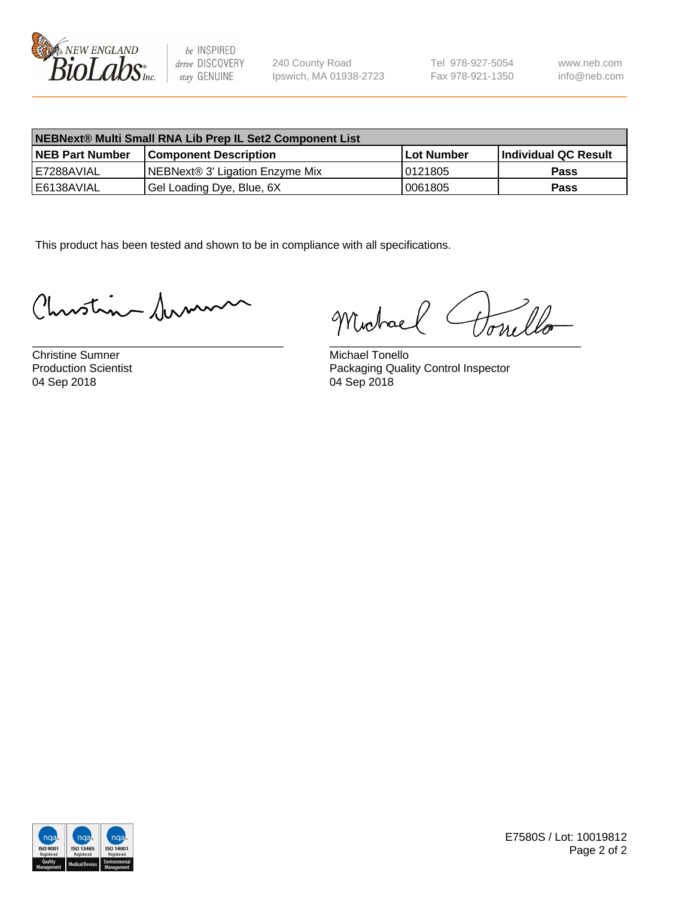NEW ENGLAND BioLabs Inc. | be INSPIRED drive DISCOVERY stay GENUINE

240 County Road
Ipswich, MA 01938-2723

Tel 978-927-5054
Fax 978-921-1350

www.neb.com
info@neb.com

| NEBNext® Multi Small RNA Lib Prep IL Set2 Component List | | | |
|---|---|---|---|
| **NEB Part Number** | **Component Description** | **Lot Number** | **Individual QC Result** |
| E7288AVIAL | NEBNext® 3' Ligation Enzyme Mix | 0121805 | **Pass** |
| E6138AVIAL | Gel Loading Dye, Blue, 6X | 0061805 | **Pass** |

This product has been tested and shown to be in compliance with all specifications.

Christine Sumner
Production Scientist
04 Sep 2018

Michael Tonello
Packaging Quality Control Inspector
04 Sep 2018

E7580S / Lot: 10019812